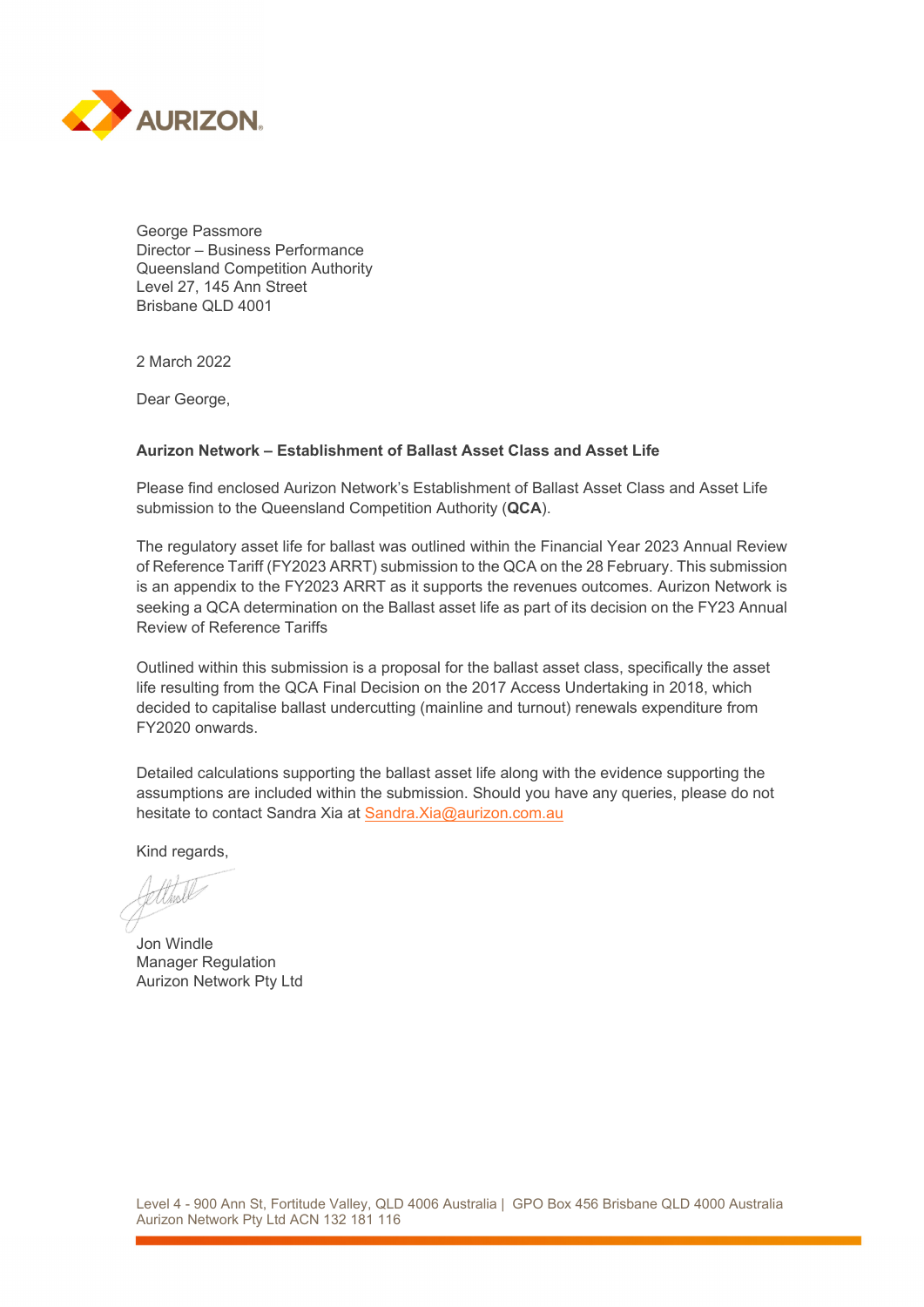AURIZON

George Passmore
Director – Business Performance
Queensland Competition Authority
Level 27, 145 Ann Street
Brisbane QLD 4001

2 March 2022

Dear George,

**Aurizon Network – Establishment of Ballast Asset Class and Asset Life**

Please find enclosed Aurizon Network's Establishment of Ballast Asset Class and Asset Life submission to the Queensland Competition Authority (**QCA**).

The regulatory asset life for ballast was outlined within the Financial Year 2023 Annual Review of Reference Tariff (FY2023 ARRT) submission to the QCA on the 28 February. This submission is an appendix to the FY2023 ARRT as it supports the revenues outcomes. Aurizon Network is seeking a QCA determination on the Ballast asset life as part of its decision on the FY23 Annual Review of Reference Tariffs

Outlined within this submission is a proposal for the ballast asset class, specifically the asset life resulting from the QCA Final Decision on the 2017 Access Undertaking in 2018, which decided to capitalise ballast undercutting (mainline and turnout) renewals expenditure from FY2020 onwards.

Detailed calculations supporting the ballast asset life along with the evidence supporting the assumptions are included within the submission. Should you have any queries, please do not hesitate to contact Sandra Xia at Sandra.Xia@aurizon.com.au

Kind regards,

Jon Windle
Manager Regulation
Aurizon Network Pty Ltd

Level 4 - 900 Ann St, Fortitude Valley, QLD 4006 Australia | GPO Box 456 Brisbane QLD 4000 Australia
Aurizon Network Pty Ltd ACN 132 181 116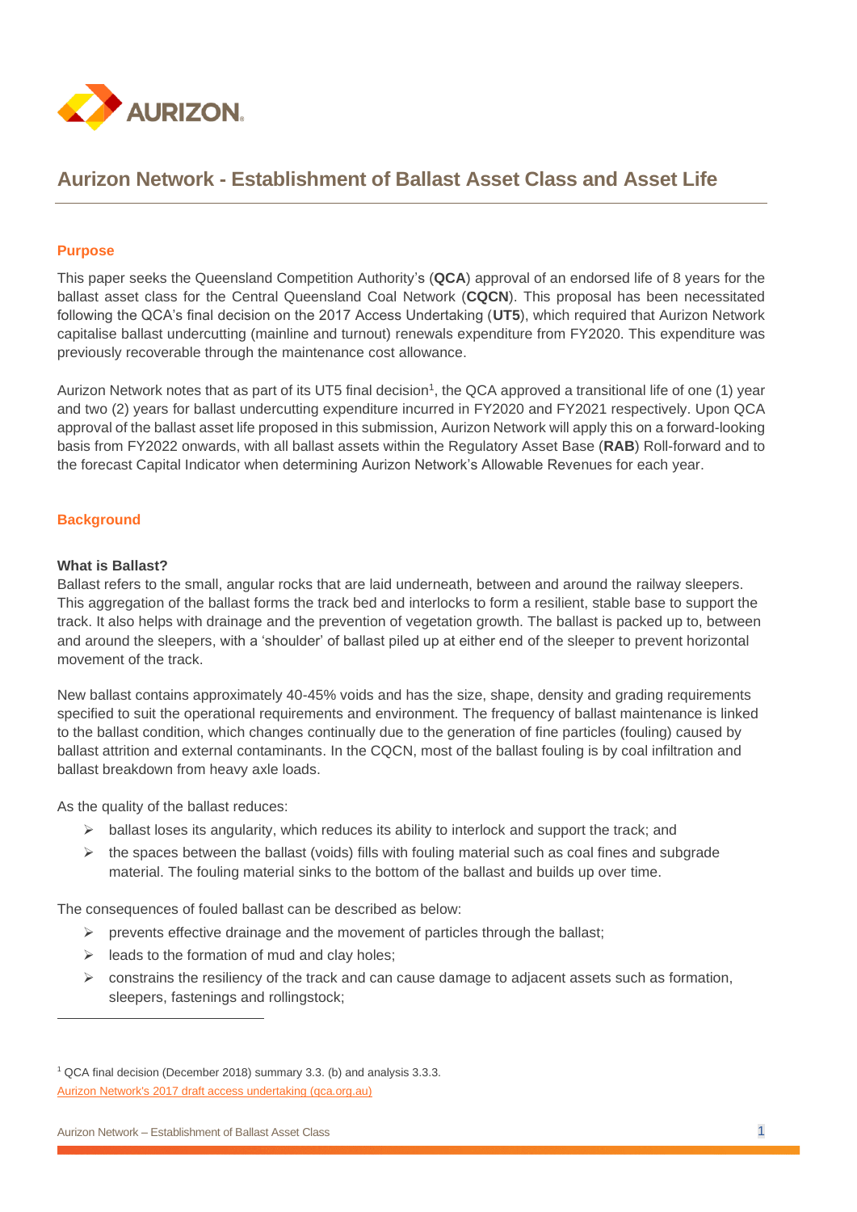# Aurizon Network - Establishment of Ballast Asset Class and Asset Life

## Purpose

This paper seeks the Queensland Competition Authority's (**QCA**) approval of an endorsed life of 8 years for the ballast asset class for the Central Queensland Coal Network (**CQCN**). This proposal has been necessitated following the QCA's final decision on the 2017 Access Undertaking (**UT5**), which required that Aurizon Network capitalise ballast undercutting (mainline and turnout) renewals expenditure from FY2020. This expenditure was previously recoverable through the maintenance cost allowance.

Aurizon Network notes that as part of its UT5 final decision[1], the QCA approved a transitional life of one (1) year and two (2) years for ballast undercutting expenditure incurred in FY2020 and FY2021 respectively. Upon QCA approval of the ballast asset life proposed in this submission, Aurizon Network will apply this on a forward-looking basis from FY2022 onwards, with all ballast assets within the Regulatory Asset Base (**RAB**) Roll-forward and to the forecast Capital Indicator when determining Aurizon Network's Allowable Revenues for each year.

## Background

### What is Ballast?

Ballast refers to the small, angular rocks that are laid underneath, between and around the railway sleepers. This aggregation of the ballast forms the track bed and interlocks to form a resilient, stable base to support the track. It also helps with drainage and the prevention of vegetation growth. The ballast is packed up to, between and around the sleepers, with a 'shoulder' of ballast piled up at either end of the sleeper to prevent horizontal movement of the track.

New ballast contains approximately 40-45% voids and has the size, shape, density and grading requirements specified to suit the operational requirements and environment. The frequency of ballast maintenance is linked to the ballast condition, which changes continually due to the generation of fine particles (fouling) caused by ballast attrition and external contaminants. In the CQCN, most of the ballast fouling is by coal infiltration and ballast breakdown from heavy axle loads.

As the quality of the ballast reduces:

- ballast loses its angularity, which reduces its ability to interlock and support the track; and
- the spaces between the ballast (voids) fills with fouling material such as coal fines and subgrade material. The fouling material sinks to the bottom of the ballast and builds up over time.

The consequences of fouled ballast can be described as below:

- prevents effective drainage and the movement of particles through the ballast;
- leads to the formation of mud and clay holes;
- constrains the resiliency of the track and can cause damage to adjacent assets such as formation, sleepers, fastenings and rollingstock;

---

[1] QCA final decision (December 2018) summary 3.3. (b) and analysis 3.3.3.
Aurizon Network's 2017 draft access undertaking (qca.org.au)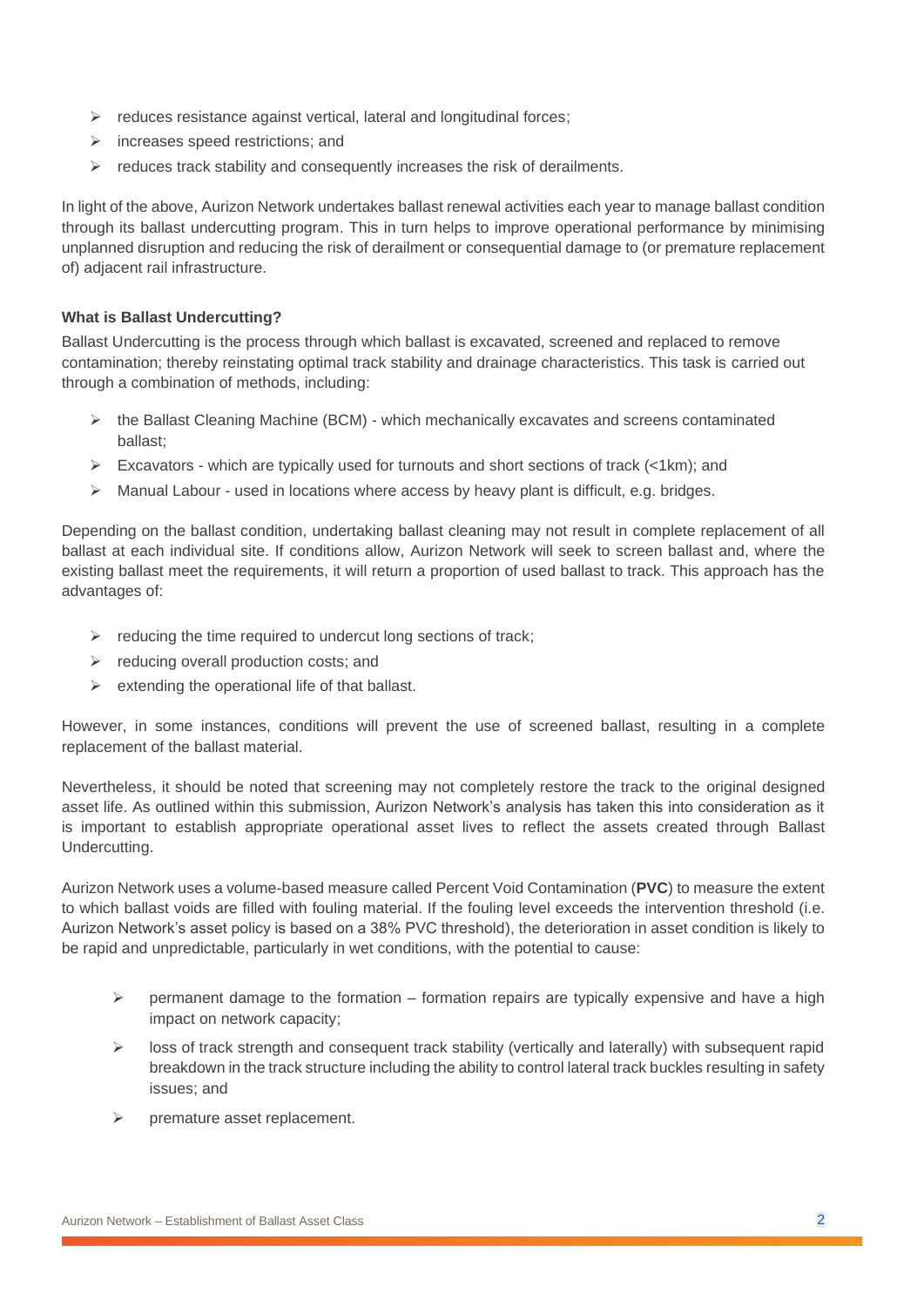- reduces resistance against vertical, lateral and longitudinal forces;
- increases speed restrictions; and
- reduces track stability and consequently increases the risk of derailments.

In light of the above, Aurizon Network undertakes ballast renewal activities each year to manage ballast condition through its ballast undercutting program. This in turn helps to improve operational performance by minimising unplanned disruption and reducing the risk of derailment or consequential damage to (or premature replacement of) adjacent rail infrastructure.

**What is Ballast Undercutting?**

Ballast Undercutting is the process through which ballast is excavated, screened and replaced to remove contamination; thereby reinstating optimal track stability and drainage characteristics. This task is carried out through a combination of methods, including:

- the Ballast Cleaning Machine (BCM) - which mechanically excavates and screens contaminated ballast;
- Excavators - which are typically used for turnouts and short sections of track (<1km); and
- Manual Labour - used in locations where access by heavy plant is difficult, e.g. bridges.

Depending on the ballast condition, undertaking ballast cleaning may not result in complete replacement of all ballast at each individual site. If conditions allow, Aurizon Network will seek to screen ballast and, where the existing ballast meet the requirements, it will return a proportion of used ballast to track. This approach has the advantages of:

- reducing the time required to undercut long sections of track;
- reducing overall production costs; and
- extending the operational life of that ballast.

However, in some instances, conditions will prevent the use of screened ballast, resulting in a complete replacement of the ballast material.

Nevertheless, it should be noted that screening may not completely restore the track to the original designed asset life. As outlined within this submission, Aurizon Network's analysis has taken this into consideration as it is important to establish appropriate operational asset lives to reflect the assets created through Ballast Undercutting.

Aurizon Network uses a volume-based measure called Percent Void Contamination (**PVC**) to measure the extent to which ballast voids are filled with fouling material. If the fouling level exceeds the intervention threshold (i.e. Aurizon Network's asset policy is based on a 38% PVC threshold), the deterioration in asset condition is likely to be rapid and unpredictable, particularly in wet conditions, with the potential to cause:

- permanent damage to the formation – formation repairs are typically expensive and have a high impact on network capacity;
- loss of track strength and consequent track stability (vertically and laterally) with subsequent rapid breakdown in the track structure including the ability to control lateral track buckles resulting in safety issues; and
- premature asset replacement.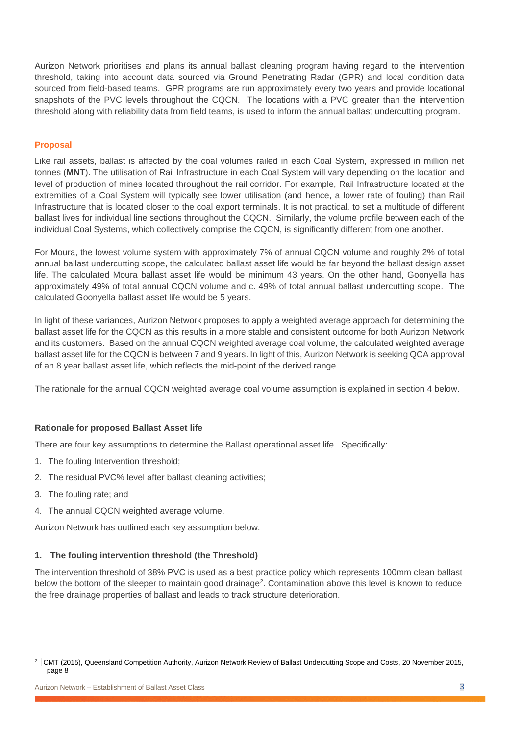Aurizon Network prioritises and plans its annual ballast cleaning program having regard to the intervention threshold, taking into account data sourced via Ground Penetrating Radar (GPR) and local condition data sourced from field-based teams. GPR programs are run approximately every two years and provide locational snapshots of the PVC levels throughout the CQCN. The locations with a PVC greater than the intervention threshold along with reliability data from field teams, is used to inform the annual ballast undercutting program.

## Proposal

Like rail assets, ballast is affected by the coal volumes railed in each Coal System, expressed in million net tonnes (**MNT**). The utilisation of Rail Infrastructure in each Coal System will vary depending on the location and level of production of mines located throughout the rail corridor. For example, Rail Infrastructure located at the extremities of a Coal System will typically see lower utilisation (and hence, a lower rate of fouling) than Rail Infrastructure that is located closer to the coal export terminals. It is not practical, to set a multitude of different ballast lives for individual line sections throughout the CQCN. Similarly, the volume profile between each of the individual Coal Systems, which collectively comprise the CQCN, is significantly different from one another.

For Moura, the lowest volume system with approximately 7% of annual CQCN volume and roughly 2% of total annual ballast undercutting scope, the calculated ballast asset life would be far beyond the ballast design asset life. The calculated Moura ballast asset life would be minimum 43 years. On the other hand, Goonyella has approximately 49% of total annual CQCN volume and c. 49% of total annual ballast undercutting scope. The calculated Goonyella ballast asset life would be 5 years.

In light of these variances, Aurizon Network proposes to apply a weighted average approach for determining the ballast asset life for the CQCN as this results in a more stable and consistent outcome for both Aurizon Network and its customers. Based on the annual CQCN weighted average coal volume, the calculated weighted average ballast asset life for the CQCN is between 7 and 9 years. In light of this, Aurizon Network is seeking QCA approval of an 8 year ballast asset life, which reflects the mid-point of the derived range.

The rationale for the annual CQCN weighted average coal volume assumption is explained in section 4 below.

### Rationale for proposed Ballast Asset life

There are four key assumptions to determine the Ballast operational asset life. Specifically:

1. The fouling Intervention threshold;
2. The residual PVC% level after ballast cleaning activities;
3. The fouling rate; and
4. The annual CQCN weighted average volume.

Aurizon Network has outlined each key assumption below.

#### 1. The fouling intervention threshold (the Threshold)

The intervention threshold of 38% PVC is used as a best practice policy which represents 100mm clean ballast below the bottom of the sleeper to maintain good drainage[2]. Contamination above this level is known to reduce the free drainage properties of ballast and leads to track structure deterioration.

---

[2] CMT (2015), Queensland Competition Authority, Aurizon Network Review of Ballast Undercutting Scope and Costs, 20 November 2015, page 8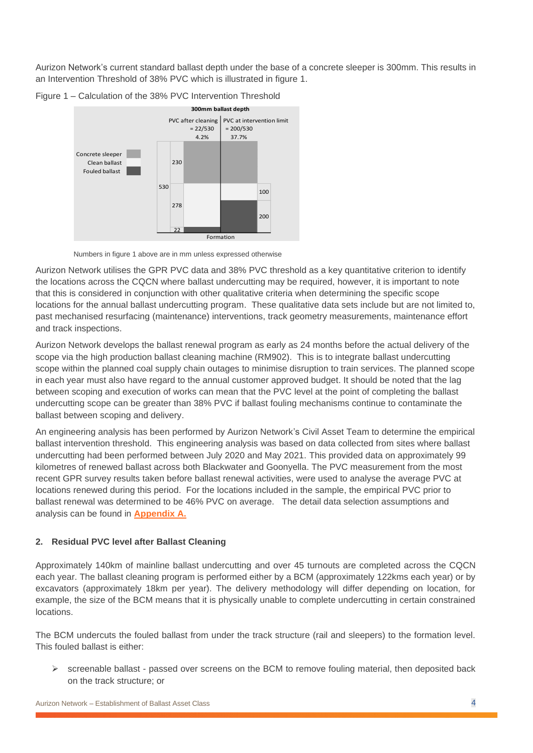Aurizon Network's current standard ballast depth under the base of a concrete sleeper is 300mm. This results in an Intervention Threshold of 38% PVC which is illustrated in figure 1.

Figure 1 – Calculation of the 38% PVC Intervention Threshold

Numbers in figure 1 above are in mm unless expressed otherwise

Aurizon Network utilises the GPR PVC data and 38% PVC threshold as a key quantitative criterion to identify the locations across the CQCN where ballast undercutting may be required, however, it is important to note that this is considered in conjunction with other qualitative criteria when determining the specific scope locations for the annual ballast undercutting program. These qualitative data sets include but are not limited to, past mechanised resurfacing (maintenance) interventions, track geometry measurements, maintenance effort and track inspections.

Aurizon Network develops the ballast renewal program as early as 24 months before the actual delivery of the scope via the high production ballast cleaning machine (RM902). This is to integrate ballast undercutting scope within the planned coal supply chain outages to minimise disruption to train services. The planned scope in each year must also have regard to the annual customer approved budget. It should be noted that the lag between scoping and execution of works can mean that the PVC level at the point of completing the ballast undercutting scope can be greater than 38% PVC if ballast fouling mechanisms continue to contaminate the ballast between scoping and delivery.

An engineering analysis has been performed by Aurizon Network's Civil Asset Team to determine the empirical ballast intervention threshold. This engineering analysis was based on data collected from sites where ballast undercutting had been performed between July 2020 and May 2021. This provided data on approximately 99 kilometres of renewed ballast across both Blackwater and Goonyella. The PVC measurement from the most recent GPR survey results taken before ballast renewal activities, were used to analyse the average PVC at locations renewed during this period. For the locations included in the sample, the empirical PVC prior to ballast renewal was determined to be 46% PVC on average. The detail data selection assumptions and analysis can be found in **Appendix A.**

## 2. Residual PVC level after Ballast Cleaning

Approximately 140km of mainline ballast undercutting and over 45 turnouts are completed across the CQCN each year. The ballast cleaning program is performed either by a BCM (approximately 122kms each year) or by excavators (approximately 18km per year). The delivery methodology will differ depending on location, for example, the size of the BCM means that it is physically unable to complete undercutting in certain constrained locations.

The BCM undercuts the fouled ballast from under the track structure (rail and sleepers) to the formation level. This fouled ballast is either:

- screenable ballast - passed over screens on the BCM to remove fouling material, then deposited back on the track structure; or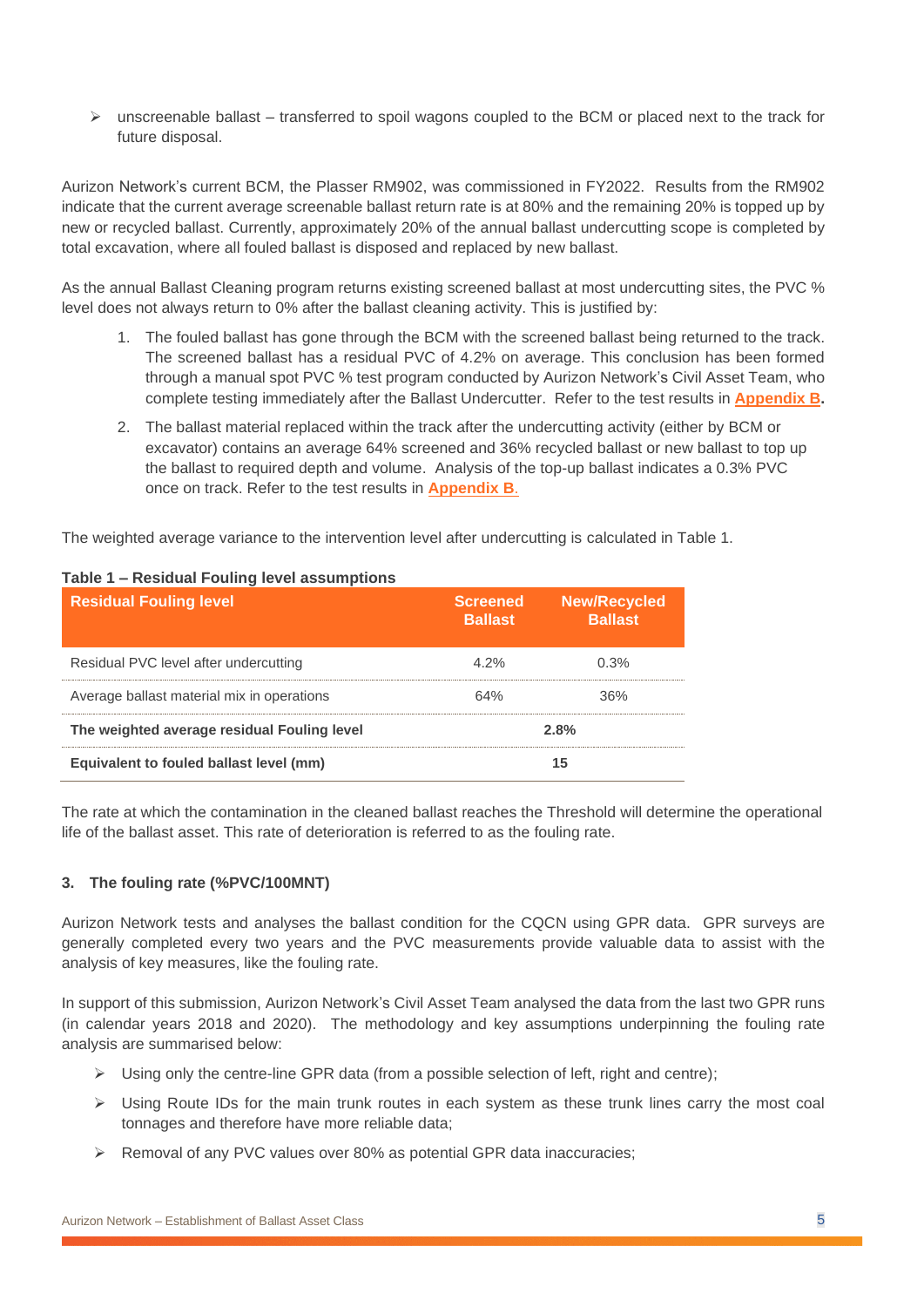- unscreenable ballast – transferred to spoil wagons coupled to the BCM or placed next to the track for future disposal.

Aurizon Network's current BCM, the Plasser RM902, was commissioned in FY2022. Results from the RM902 indicate that the current average screenable ballast return rate is at 80% and the remaining 20% is topped up by new or recycled ballast. Currently, approximately 20% of the annual ballast undercutting scope is completed by total excavation, where all fouled ballast is disposed and replaced by new ballast.

As the annual Ballast Cleaning program returns existing screened ballast at most undercutting sites, the PVC % level does not always return to 0% after the ballast cleaning activity. This is justified by:

1. The fouled ballast has gone through the BCM with the screened ballast being returned to the track. The screened ballast has a residual PVC of 4.2% on average. This conclusion has been formed through a manual spot PVC % test program conducted by Aurizon Network's Civil Asset Team, who complete testing immediately after the Ballast Undercutter. Refer to the test results in **Appendix B**.
2. The ballast material replaced within the track after the undercutting activity (either by BCM or excavator) contains an average 64% screened and 36% recycled ballast or new ballast to top up the ballast to required depth and volume. Analysis of the top-up ballast indicates a 0.3% PVC once on track. Refer to the test results in **Appendix B**.

The weighted average variance to the intervention level after undercutting is calculated in Table 1.

**Table 1 – Residual Fouling level assumptions**

| Residual Fouling level | Screened Ballast | New/Recycled Ballast |
|---|---|---|
| Residual PVC level after undercutting | 4.2% | 0.3% |
| Average ballast material mix in operations | 64% | 36% |
| **The weighted average residual Fouling level** | **2.8%** | |
| **Equivalent to fouled ballast level (mm)** | **15** | |

The rate at which the contamination in the cleaned ballast reaches the Threshold will determine the operational life of the ballast asset. This rate of deterioration is referred to as the fouling rate.

### 3. The fouling rate (%PVC/100MNT)

Aurizon Network tests and analyses the ballast condition for the CQCN using GPR data. GPR surveys are generally completed every two years and the PVC measurements provide valuable data to assist with the analysis of key measures, like the fouling rate.

In support of this submission, Aurizon Network's Civil Asset Team analysed the data from the last two GPR runs (in calendar years 2018 and 2020). The methodology and key assumptions underpinning the fouling rate analysis are summarised below:

- Using only the centre-line GPR data (from a possible selection of left, right and centre);
- Using Route IDs for the main trunk routes in each system as these trunk lines carry the most coal tonnages and therefore have more reliable data;
- Removal of any PVC values over 80% as potential GPR data inaccuracies;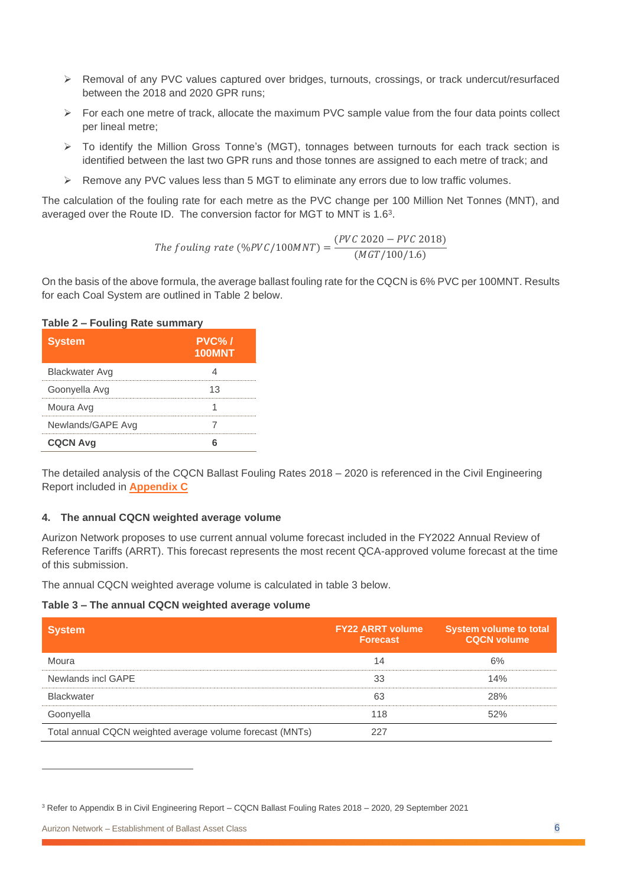- Removal of any PVC values captured over bridges, turnouts, crossings, or track undercut/resurfaced between the 2018 and 2020 GPR runs;
- For each one metre of track, allocate the maximum PVC sample value from the four data points collect per lineal metre;
- To identify the Million Gross Tonne's (MGT), tonnages between turnouts for each track section is identified between the last two GPR runs and those tonnes are assigned to each metre of track; and
- Remove any PVC values less than 5 MGT to eliminate any errors due to low traffic volumes.

The calculation of the fouling rate for each metre as the PVC change per 100 Million Net Tonnes (MNT), and averaged over the Route ID. The conversion factor for MGT to MNT is 1.6[3].

$$The\ fouling\ rate\ (\%PVC/100MNT) = \frac{(PVC\ 2020 - PVC\ 2018)}{(MGT/100/1.6)}$$

On the basis of the above formula, the average ballast fouling rate for the CQCN is 6% PVC per 100MNT. Results for each Coal System are outlined in Table 2 below.

**Table 2 – Fouling Rate summary**

| System | PVC% / 100MNT |
|---|---|
| Blackwater Avg | 4 |
| Goonyella Avg | 13 |
| Moura Avg | 1 |
| Newlands/GAPE Avg | 7 |
| **CQCN Avg** | **6** |

The detailed analysis of the CQCN Ballast Fouling Rates 2018 – 2020 is referenced in the Civil Engineering Report included in **Appendix C**

### 4. The annual CQCN weighted average volume

Aurizon Network proposes to use current annual volume forecast included in the FY2022 Annual Review of Reference Tariffs (ARRT). This forecast represents the most recent QCA-approved volume forecast at the time of this submission.

The annual CQCN weighted average volume is calculated in table 3 below.

**Table 3 – The annual CQCN weighted average volume**

| System | FY22 ARRT volume Forecast | System volume to total CQCN volume |
|---|---|---|
| Moura | 14 | 6% |
| Newlands incl GAPE | 33 | 14% |
| Blackwater | 63 | 28% |
| Goonyella | 118 | 52% |
| Total annual CQCN weighted average volume forecast (MNTs) | 227 | |

[3] Refer to Appendix B in Civil Engineering Report – CQCN Ballast Fouling Rates 2018 – 2020, 29 September 2021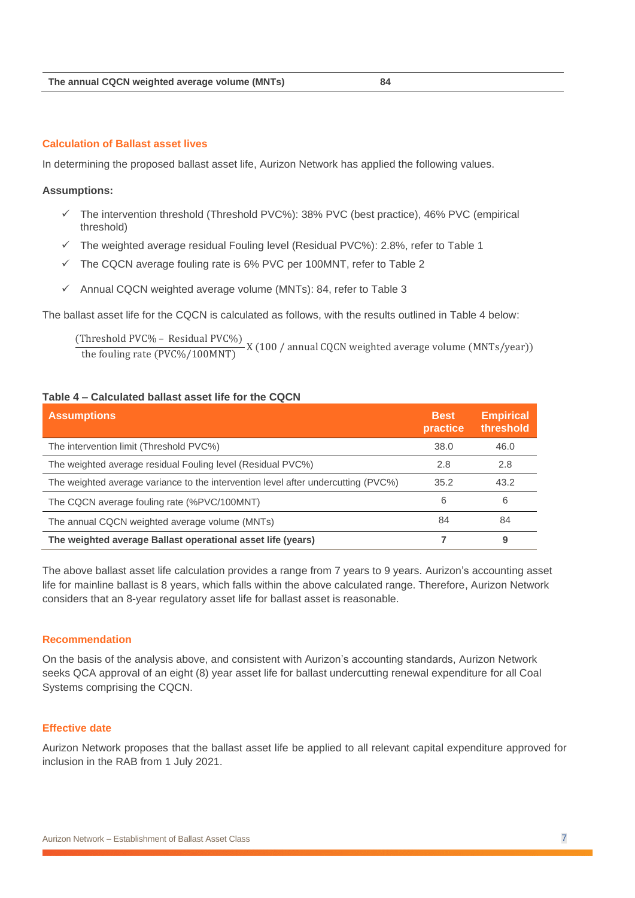| The annual CQCN weighted average volume (MNTs) | 84 |
|---|---|

## Calculation of Ballast asset lives

In determining the proposed ballast asset life, Aurizon Network has applied the following values.

**Assumptions:**

- ✓ The intervention threshold (Threshold PVC%): 38% PVC (best practice), 46% PVC (empirical threshold)
- ✓ The weighted average residual Fouling level (Residual PVC%): 2.8%, refer to Table 1
- ✓ The CQCN average fouling rate is 6% PVC per 100MNT, refer to Table 2
- ✓ Annual CQCN weighted average volume (MNTs): 84, refer to Table 3

The ballast asset life for the CQCN is calculated as follows, with the results outlined in Table 4 below:

$$\frac{(\text{Threshold PVC\%} - \text{Residual PVC\%})}{\text{the fouling rate (PVC\%/100MNT)}} \text{X } (100 \text{ / annual CQCN weighted average volume (MNTs/year)})$$

**Table 4 – Calculated ballast asset life for the CQCN**

| Assumptions | Best practice | Empirical threshold |
|---|---|---|
| The intervention limit (Threshold PVC%) | 38.0 | 46.0 |
| The weighted average residual Fouling level (Residual PVC%) | 2.8 | 2.8 |
| The weighted average variance to the intervention level after undercutting (PVC%) | 35.2 | 43.2 |
| The CQCN average fouling rate (%PVC/100MNT) | 6 | 6 |
| The annual CQCN weighted average volume (MNTs) | 84 | 84 |
| **The weighted average Ballast operational asset life (years)** | **7** | **9** |

The above ballast asset life calculation provides a range from 7 years to 9 years. Aurizon's accounting asset life for mainline ballast is 8 years, which falls within the above calculated range. Therefore, Aurizon Network considers that an 8-year regulatory asset life for ballast asset is reasonable.

## Recommendation

On the basis of the analysis above, and consistent with Aurizon's accounting standards, Aurizon Network seeks QCA approval of an eight (8) year asset life for ballast undercutting renewal expenditure for all Coal Systems comprising the CQCN.

## Effective date

Aurizon Network proposes that the ballast asset life be applied to all relevant capital expenditure approved for inclusion in the RAB from 1 July 2021.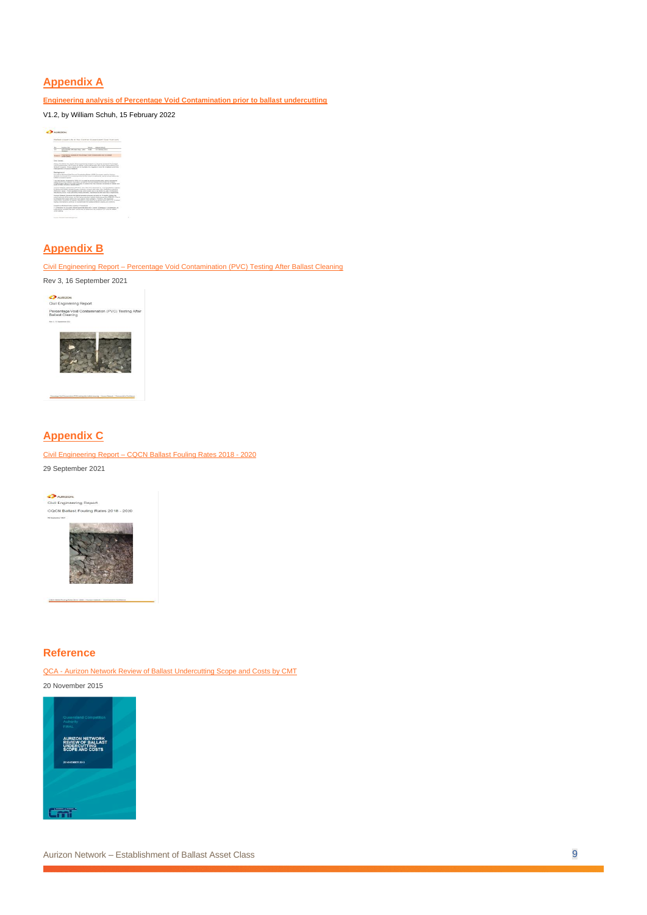## Appendix A

Engineering analysis of Percentage Void Contamination prior to ballast undercutting

V1.2, by William Schuh, 15 February 2022

## Appendix B

Civil Engineering Report – Percentage Void Contamination (PVC) Testing After Ballast Cleaning

Rev 3, 16 September 2021

## Appendix C

Civil Engineering Report – CQCN Ballast Fouling Rates 2018 - 2020

29 September 2021

## Reference

QCA - Aurizon Network Review of Ballast Undercutting Scope and Costs by CMT

20 November 2015